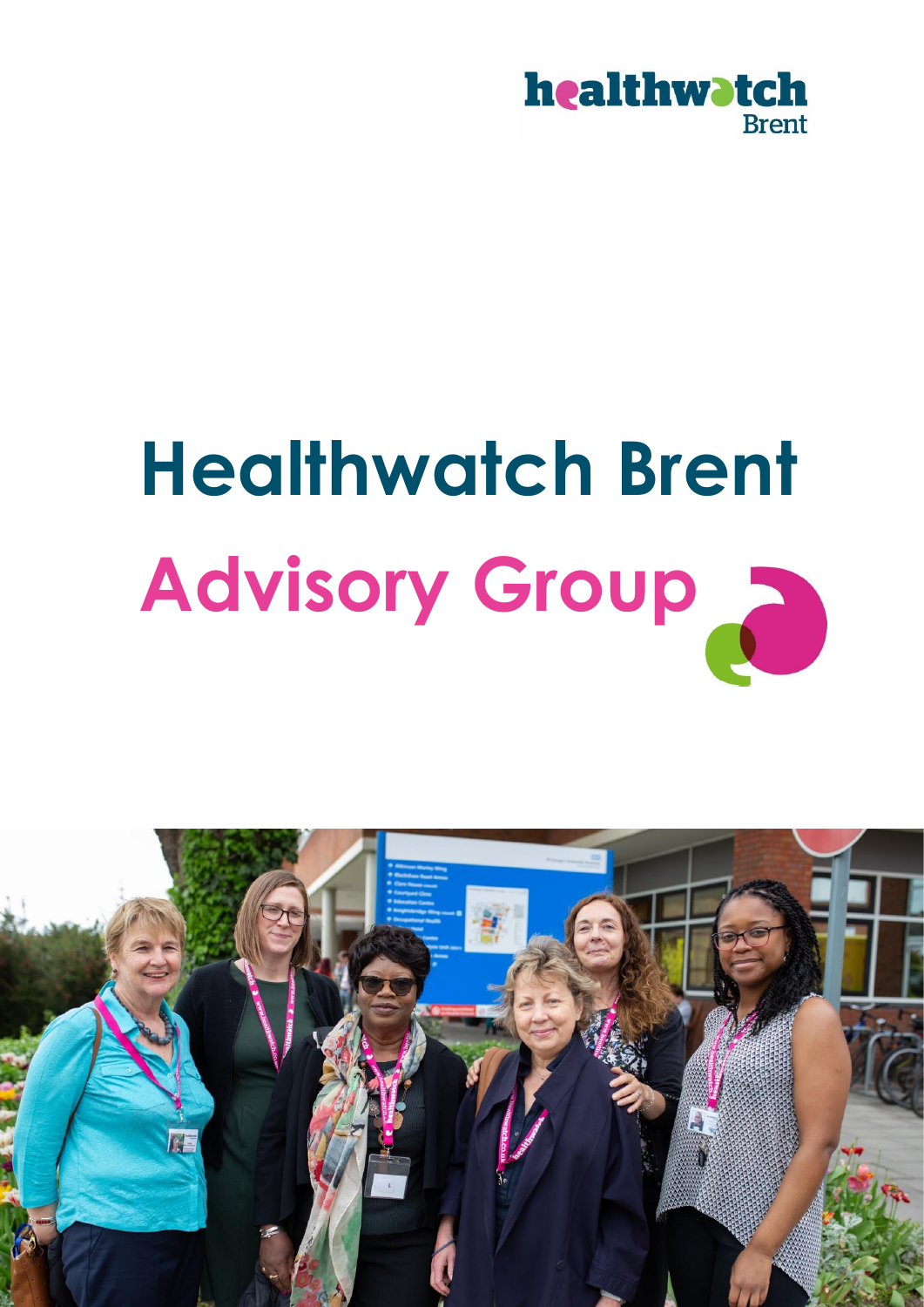healthwatch Brent

# Healthwatch Brent

# Advisory Group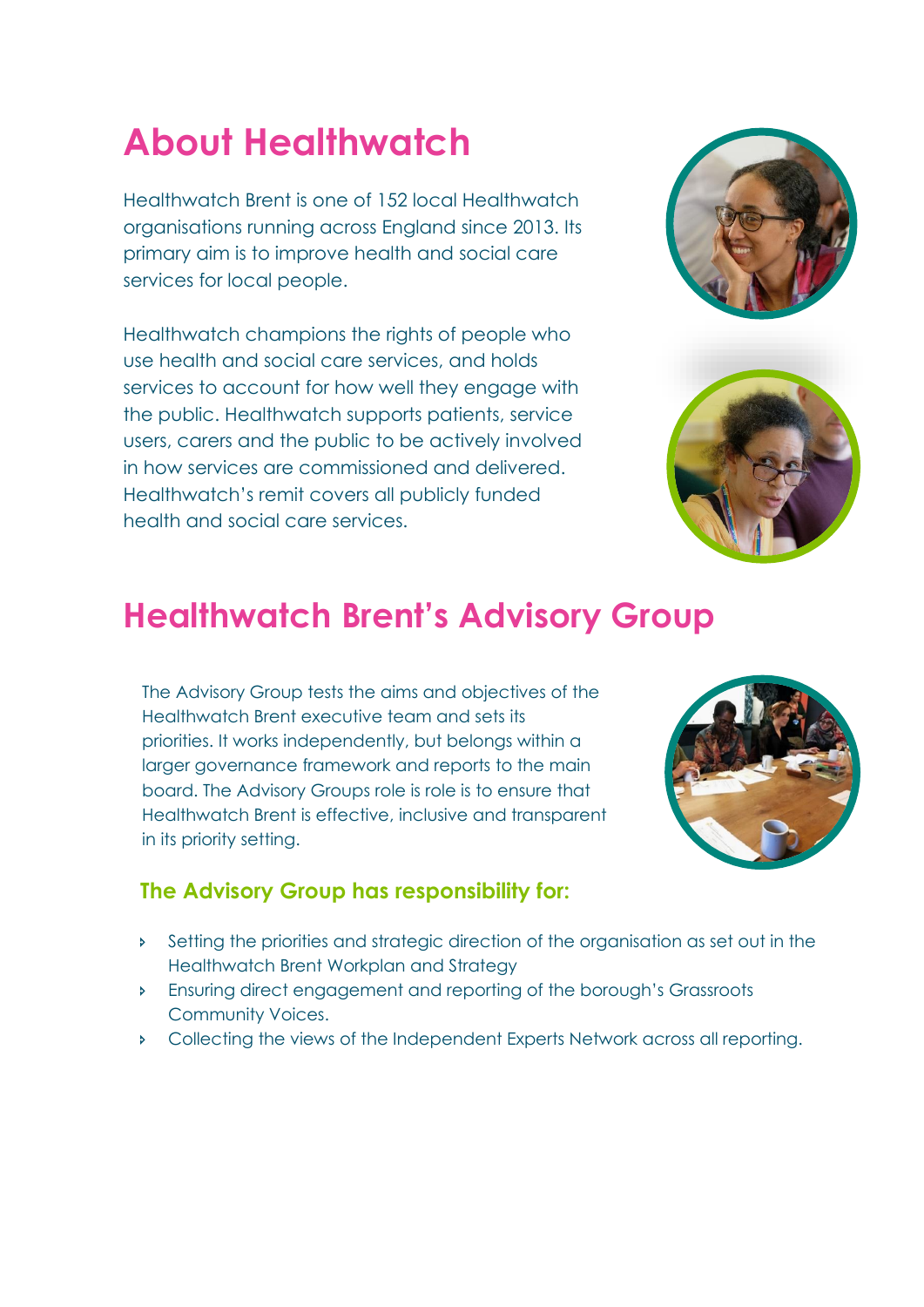# About Healthwatch

Healthwatch Brent is one of 152 local Healthwatch organisations running across England since 2013. Its primary aim is to improve health and social care services for local people.

Healthwatch champions the rights of people who use health and social care services, and holds services to account for how well they engage with the public. Healthwatch supports patients, service users, carers and the public to be actively involved in how services are commissioned and delivered. Healthwatch's remit covers all publicly funded health and social care services.

# Healthwatch Brent's Advisory Group

The Advisory Group tests the aims and objectives of the Healthwatch Brent executive team and sets its priorities. It works independently, but belongs within a larger governance framework and reports to the main board. The Advisory Groups role is role is to ensure that Healthwatch Brent is effective, inclusive and transparent in its priority setting.

### The Advisory Group has responsibility for:

- Setting the priorities and strategic direction of the organisation as set out in the Healthwatch Brent Workplan and Strategy
- Ensuring direct engagement and reporting of the borough's Grassroots Community Voices.
- Collecting the views of the Independent Experts Network across all reporting.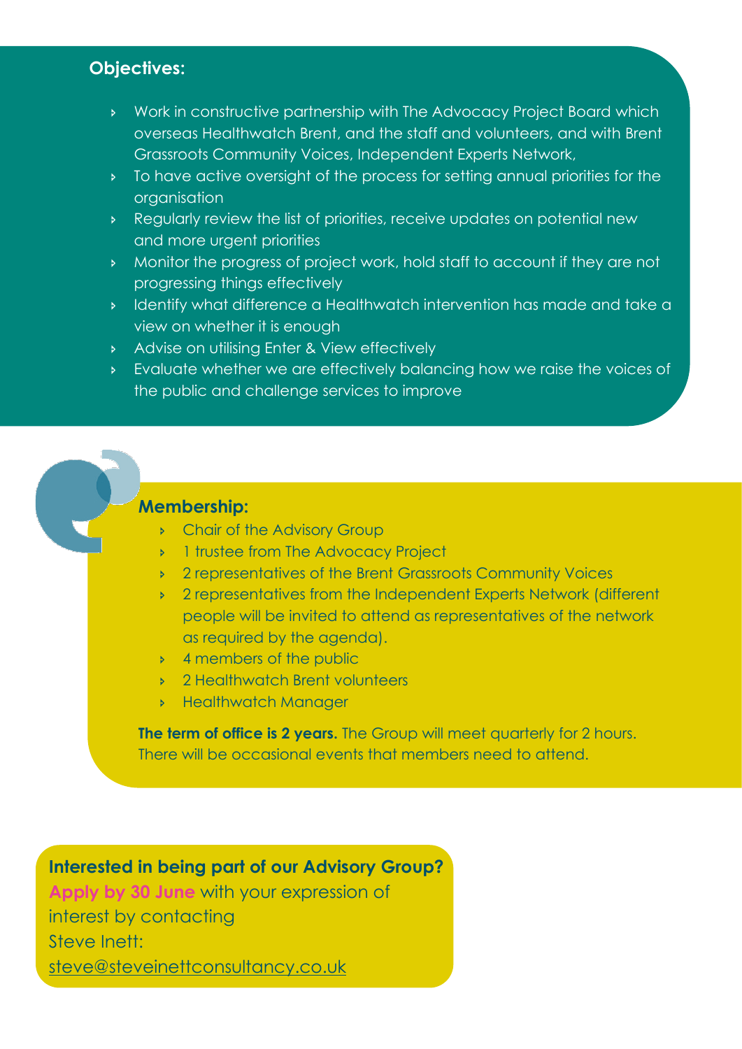## Objectives:

- Work in constructive partnership with The Advocacy Project Board which overseas Healthwatch Brent, and the staff and volunteers, and with Brent Grassroots Community Voices, Independent Experts Network,
- To have active oversight of the process for setting annual priorities for the organisation
- Regularly review the list of priorities, receive updates on potential new and more urgent priorities
- Monitor the progress of project work, hold staff to account if they are not progressing things effectively
- Identify what difference a Healthwatch intervention has made and take a view on whether it is enough
- Advise on utilising Enter & View effectively
- Evaluate whether we are effectively balancing how we raise the voices of the public and challenge services to improve

## Membership:

- Chair of the Advisory Group
- 1 trustee from The Advocacy Project
- 2 representatives of the Brent Grassroots Community Voices
- 2 representatives from the Independent Experts Network (different people will be invited to attend as representatives of the network as required by the agenda).
- 4 members of the public
- 2 Healthwatch Brent volunteers
- Healthwatch Manager

**The term of office is 2 years.** The Group will meet quarterly for 2 hours. There will be occasional events that members need to attend.

**Interested in being part of our Advisory Group?**
**Apply by 30 June** with your expression of interest by contacting Steve Inett: steve@steveinettconsultancy.co.uk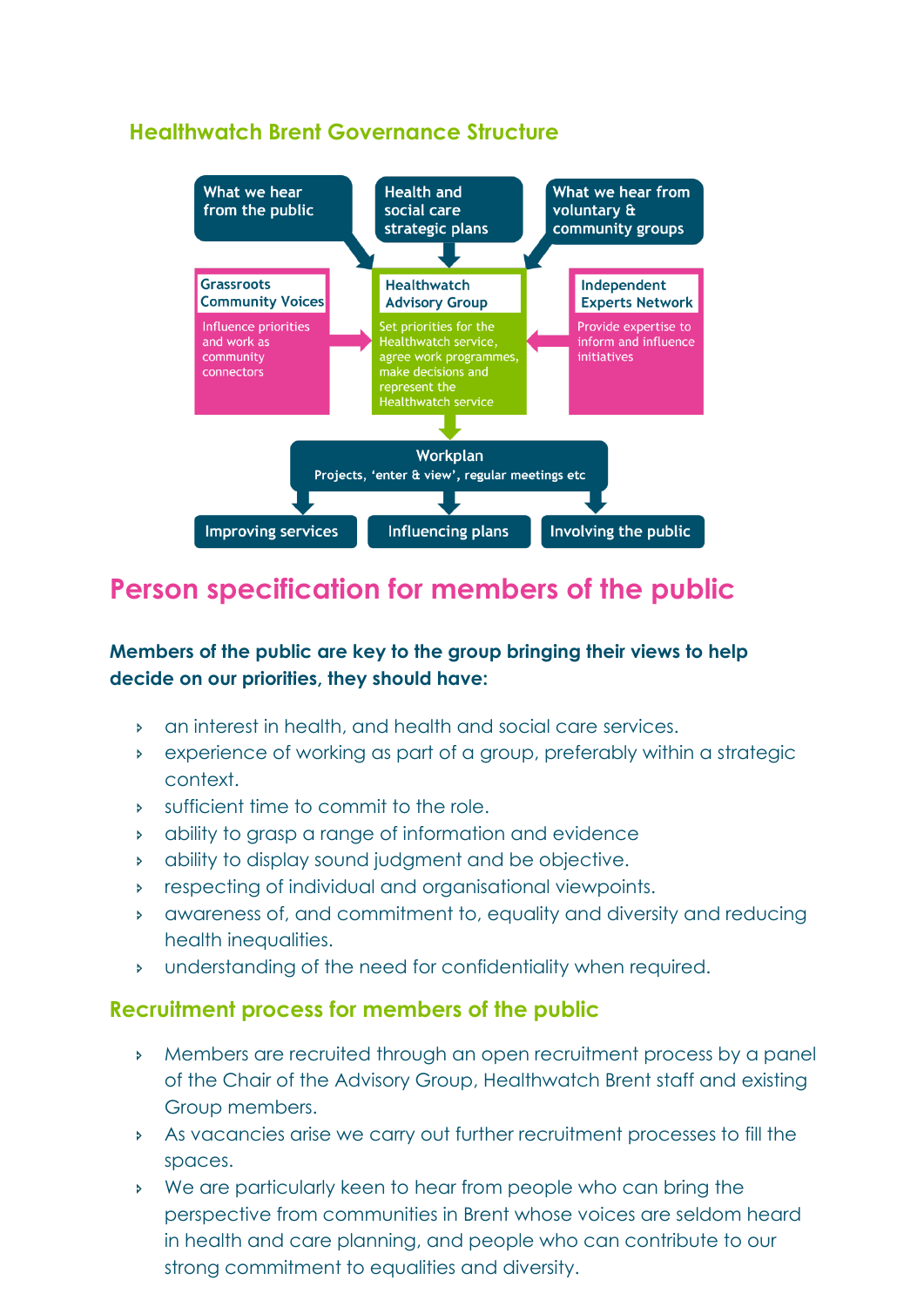## Healthwatch Brent Governance Structure

What we hear from the public

Health and social care strategic plans

What we hear from voluntary & community groups

Grassroots Community Voices

Influence priorities and work as community connectors

Healthwatch Advisory Group

Set priorities for the Healthwatch service, agree work programmes, make decisions and represent the Healthwatch service

Independent Experts Network

Provide expertise to inform and influence initiatives

Workplan

Projects, 'enter & view', regular meetings etc

Improving services

Influencing plans

Involving the public

# Person specification for members of the public

**Members of the public are key to the group bringing their views to help decide on our priorities, they should have:**

- an interest in health, and health and social care services.
- experience of working as part of a group, preferably within a strategic context.
- sufficient time to commit to the role.
- ability to grasp a range of information and evidence
- ability to display sound judgment and be objective.
- respecting of individual and organisational viewpoints.
- awareness of, and commitment to, equality and diversity and reducing health inequalities.
- understanding of the need for confidentiality when required.

## Recruitment process for members of the public

- Members are recruited through an open recruitment process by a panel of the Chair of the Advisory Group, Healthwatch Brent staff and existing Group members.
- As vacancies arise we carry out further recruitment processes to fill the spaces.
- We are particularly keen to hear from people who can bring the perspective from communities in Brent whose voices are seldom heard in health and care planning, and people who can contribute to our strong commitment to equalities and diversity.